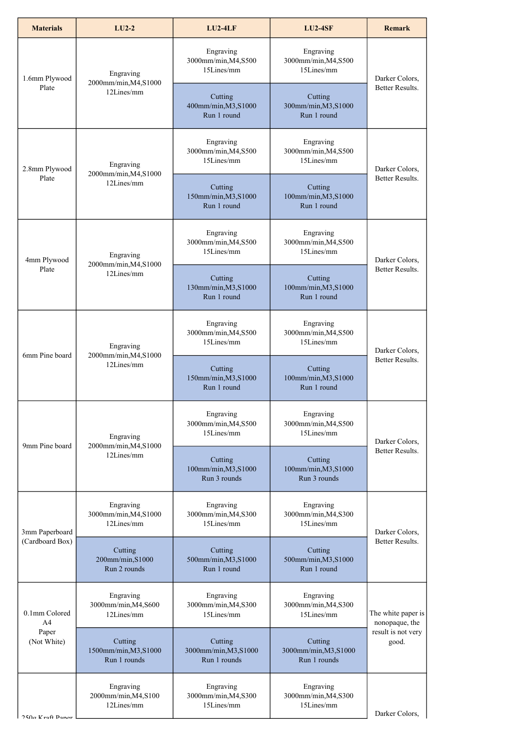| Materials | LU2-2 | LU2-4LF | LU2-4SF | Remark |
|---|---|---|---|---|
| 1.6mm Plywood Plate | Engraving 2000mm/min,M4,S1000 12Lines/mm | Engraving 3000mm/min,M4,S500 15Lines/mm | Engraving 3000mm/min,M4,S500 15Lines/mm | Darker Colors, Better Results. |
| | | Cutting 400mm/min,M3,S1000 Run 1 round | Cutting 300mm/min,M3,S1000 Run 1 round | |
| 2.8mm Plywood Plate | Engraving 2000mm/min,M4,S1000 12Lines/mm | Engraving 3000mm/min,M4,S500 15Lines/mm | Engraving 3000mm/min,M4,S500 15Lines/mm | Darker Colors, Better Results. |
| | | Cutting 150mm/min,M3,S1000 Run 1 round | Cutting 100mm/min,M3,S1000 Run 1 round | |
| 4mm Plywood Plate | Engraving 2000mm/min,M4,S1000 12Lines/mm | Engraving 3000mm/min,M4,S500 15Lines/mm | Engraving 3000mm/min,M4,S500 15Lines/mm | Darker Colors, Better Results. |
| | | Cutting 130mm/min,M3,S1000 Run 1 round | Cutting 100mm/min,M3,S1000 Run 1 round | |
| 6mm Pine board | Engraving 2000mm/min,M4,S1000 12Lines/mm | Engraving 3000mm/min,M4,S500 15Lines/mm | Engraving 3000mm/min,M4,S500 15Lines/mm | Darker Colors, Better Results. |
| | | Cutting 150mm/min,M3,S1000 Run 1 round | Cutting 100mm/min,M3,S1000 Run 1 round | |
| 9mm Pine board | Engraving 2000mm/min,M4,S1000 12Lines/mm | Engraving 3000mm/min,M4,S500 15Lines/mm | Engraving 3000mm/min,M4,S500 15Lines/mm | Darker Colors, Better Results. |
| | | Cutting 100mm/min,M3,S1000 Run 3 rounds | Cutting 100mm/min,M3,S1000 Run 3 rounds | |
| 3mm Paperboard (Cardboard Box) | Engraving 3000mm/min,M4,S1000 12Lines/mm | Engraving 3000mm/min,M4,S300 15Lines/mm | Engraving 3000mm/min,M4,S300 15Lines/mm | Darker Colors, Better Results. |
| | Cutting 200mm/min,S1000 Run 2 rounds | Cutting 500mm/min,M3,S1000 Run 1 round | Cutting 500mm/min,M3,S1000 Run 1 round | |
| 0.1mm Colored A4 Paper (Not White) | Engraving 3000mm/min,M4,S600 12Lines/mm | Engraving 3000mm/min,M4,S300 15Lines/mm | Engraving 3000mm/min,M4,S300 15Lines/mm | The white paper is nonopaque, the result is not very good. |
| | Cutting 1500mm/min,M3,S1000 Run 1 rounds | Cutting 3000mm/min,M3,S1000 Run 1 rounds | Cutting 3000mm/min,M3,S1000 Run 1 rounds | |
| 250g Kraft Paper | Engraving 2000mm/min,M4,S100 12Lines/mm | Engraving 3000mm/min,M4,S300 15Lines/mm | Engraving 3000mm/min,M4,S300 15Lines/mm | Darker Colors, |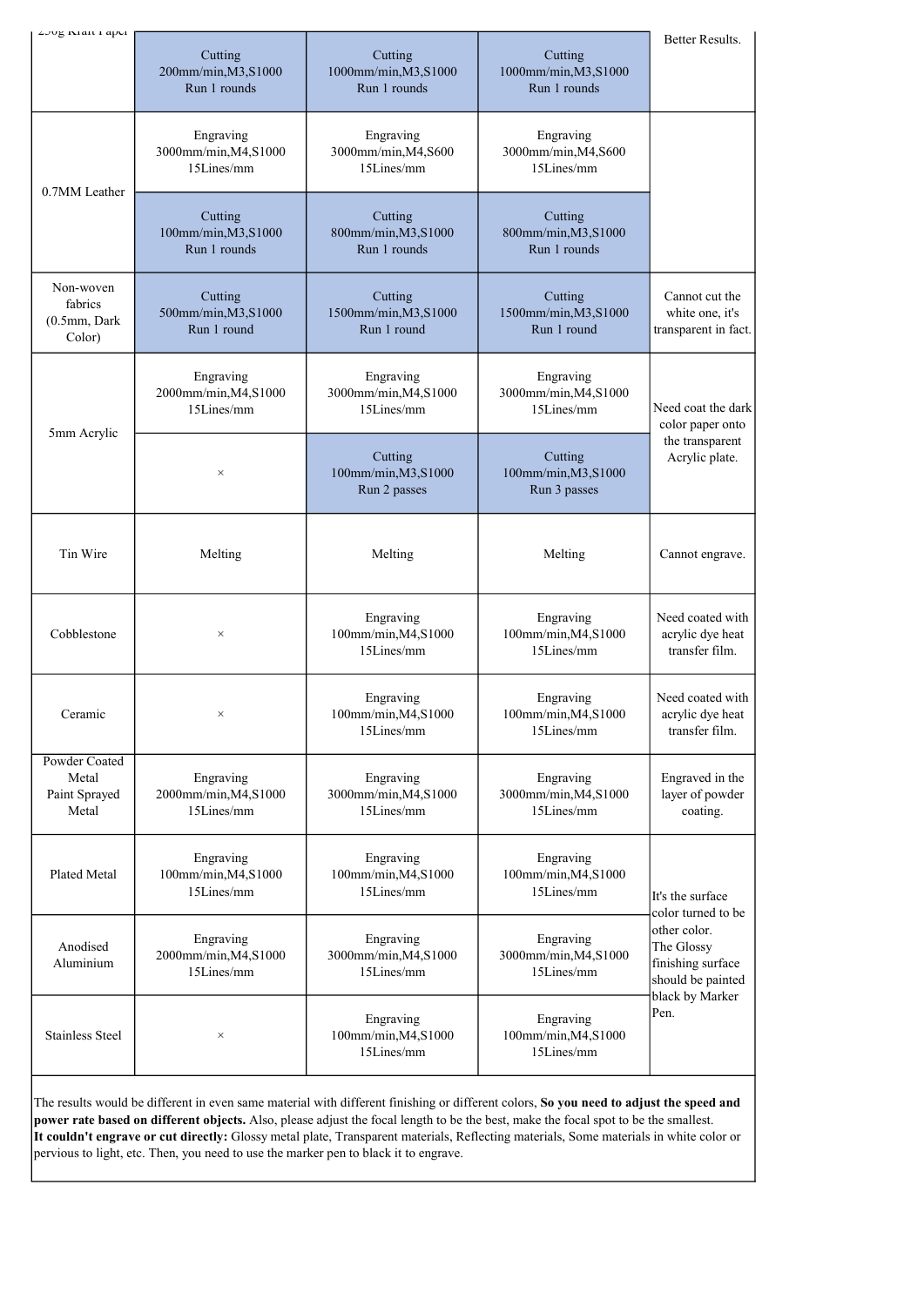| | | | | |
|---|---|---|---|---|
| 250g Kraft Paper | Cutting 200mm/min,M3,S1000 Run 1 rounds | Cutting 1000mm/min,M3,S1000 Run 1 rounds | Cutting 1000mm/min,M3,S1000 Run 1 rounds | Better Results. |
| 0.7MM Leather | Engraving 3000mm/min,M4,S1000 15Lines/mm | Engraving 3000mm/min,M4,S600 15Lines/mm | Engraving 3000mm/min,M4,S600 15Lines/mm | |
| | Cutting 100mm/min,M3,S1000 Run 1 rounds | Cutting 800mm/min,M3,S1000 Run 1 rounds | Cutting 800mm/min,M3,S1000 Run 1 rounds | |
| Non-woven fabrics (0.5mm, Dark Color) | Cutting 500mm/min,M3,S1000 Run 1 round | Cutting 1500mm/min,M3,S1000 Run 1 round | Cutting 1500mm/min,M3,S1000 Run 1 round | Cannot cut the white one, it's transparent in fact. |
| 5mm Acrylic | Engraving 2000mm/min,M4,S1000 15Lines/mm | Engraving 3000mm/min,M4,S1000 15Lines/mm | Engraving 3000mm/min,M4,S1000 15Lines/mm | Need coat the dark color paper onto the transparent Acrylic plate. |
| | × | Cutting 100mm/min,M3,S1000 Run 2 passes | Cutting 100mm/min,M3,S1000 Run 3 passes | |
| Tin Wire | Melting | Melting | Melting | Cannot engrave. |
| Cobblestone | × | Engraving 100mm/min,M4,S1000 15Lines/mm | Engraving 100mm/min,M4,S1000 15Lines/mm | Need coated with acrylic dye heat transfer film. |
| Ceramic | × | Engraving 100mm/min,M4,S1000 15Lines/mm | Engraving 100mm/min,M4,S1000 15Lines/mm | Need coated with acrylic dye heat transfer film. |
| Powder Coated Metal Paint Sprayed Metal | Engraving 2000mm/min,M4,S1000 15Lines/mm | Engraving 3000mm/min,M4,S1000 15Lines/mm | Engraving 3000mm/min,M4,S1000 15Lines/mm | Engraved in the layer of powder coating. |
| Plated Metal | Engraving 100mm/min,M4,S1000 15Lines/mm | Engraving 100mm/min,M4,S1000 15Lines/mm | Engraving 100mm/min,M4,S1000 15Lines/mm | It's the surface color turned to be other color. The Glossy finishing surface should be painted black by Marker Pen. |
| Anodised Aluminium | Engraving 2000mm/min,M4,S1000 15Lines/mm | Engraving 3000mm/min,M4,S1000 15Lines/mm | Engraving 3000mm/min,M4,S1000 15Lines/mm | |
| Stainless Steel | × | Engraving 100mm/min,M4,S1000 15Lines/mm | Engraving 100mm/min,M4,S1000 15Lines/mm | |

The results would be different in even same material with different finishing or different colors, **So you need to adjust the speed and power rate based on different objects.** Also, please adjust the focal length to be the best, make the focal spot to be the smallest.
**It couldn't engrave or cut directly:** Glossy metal plate, Transparent materials, Reflecting materials, Some materials in white color or pervious to light, etc. Then, you need to use the marker pen to black it to engrave.